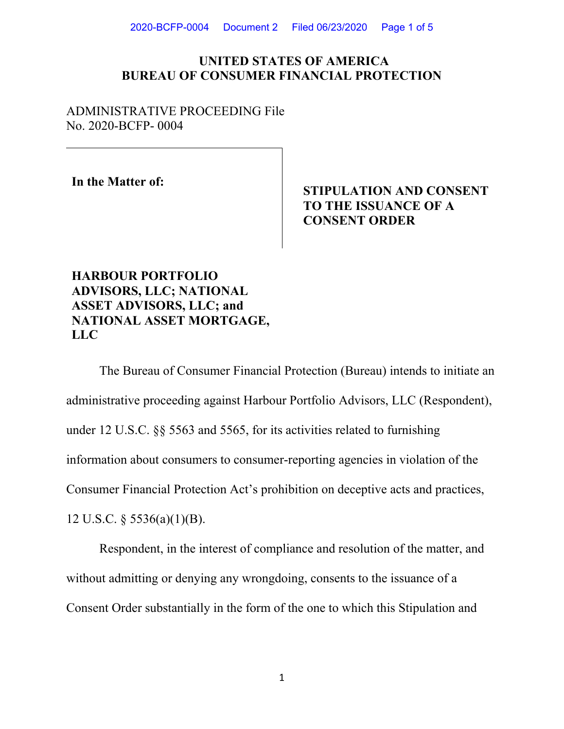**UNITED STATES OF AMERICA**
**BUREAU OF CONSUMER FINANCIAL PROTECTION**

ADMINISTRATIVE PROCEEDING File No. 2020-BCFP- 0004

**In the Matter of:**

**HARBOUR PORTFOLIO ADVISORS, LLC; NATIONAL ASSET ADVISORS, LLC; and NATIONAL ASSET MORTGAGE, LLC**

**STIPULATION AND CONSENT TO THE ISSUANCE OF A CONSENT ORDER**

The Bureau of Consumer Financial Protection (Bureau) intends to initiate an administrative proceeding against Harbour Portfolio Advisors, LLC (Respondent), under 12 U.S.C. §§ 5563 and 5565, for its activities related to furnishing information about consumers to consumer-reporting agencies in violation of the Consumer Financial Protection Act's prohibition on deceptive acts and practices, 12 U.S.C. § 5536(a)(1)(B).

Respondent, in the interest of compliance and resolution of the matter, and without admitting or denying any wrongdoing, consents to the issuance of a Consent Order substantially in the form of the one to which this Stipulation and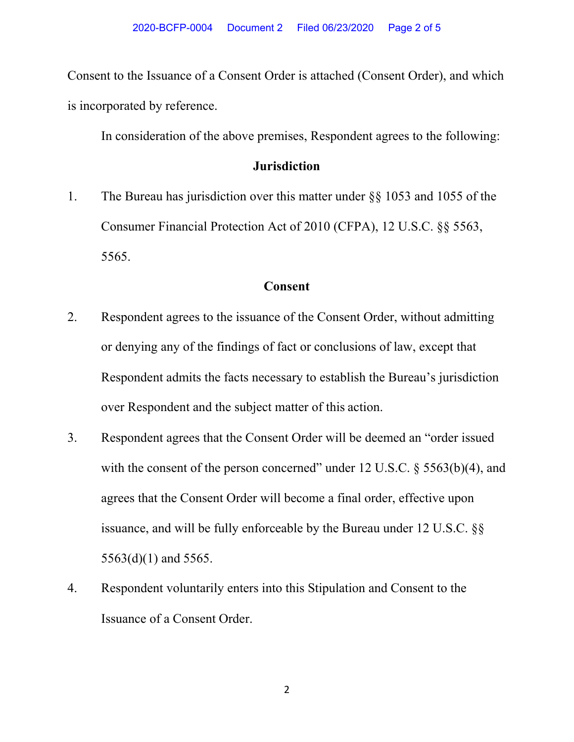Consent to the Issuance of a Consent Order is attached (Consent Order), and which is incorporated by reference.

In consideration of the above premises, Respondent agrees to the following:

## Jurisdiction

1. The Bureau has jurisdiction over this matter under §§ 1053 and 1055 of the Consumer Financial Protection Act of 2010 (CFPA), 12 U.S.C. §§ 5563, 5565.

## Consent

2. Respondent agrees to the issuance of the Consent Order, without admitting or denying any of the findings of fact or conclusions of law, except that Respondent admits the facts necessary to establish the Bureau's jurisdiction over Respondent and the subject matter of this action.

3. Respondent agrees that the Consent Order will be deemed an "order issued with the consent of the person concerned" under 12 U.S.C. § 5563(b)(4), and agrees that the Consent Order will become a final order, effective upon issuance, and will be fully enforceable by the Bureau under 12 U.S.C. §§ 5563(d)(1) and 5565.

4. Respondent voluntarily enters into this Stipulation and Consent to the Issuance of a Consent Order.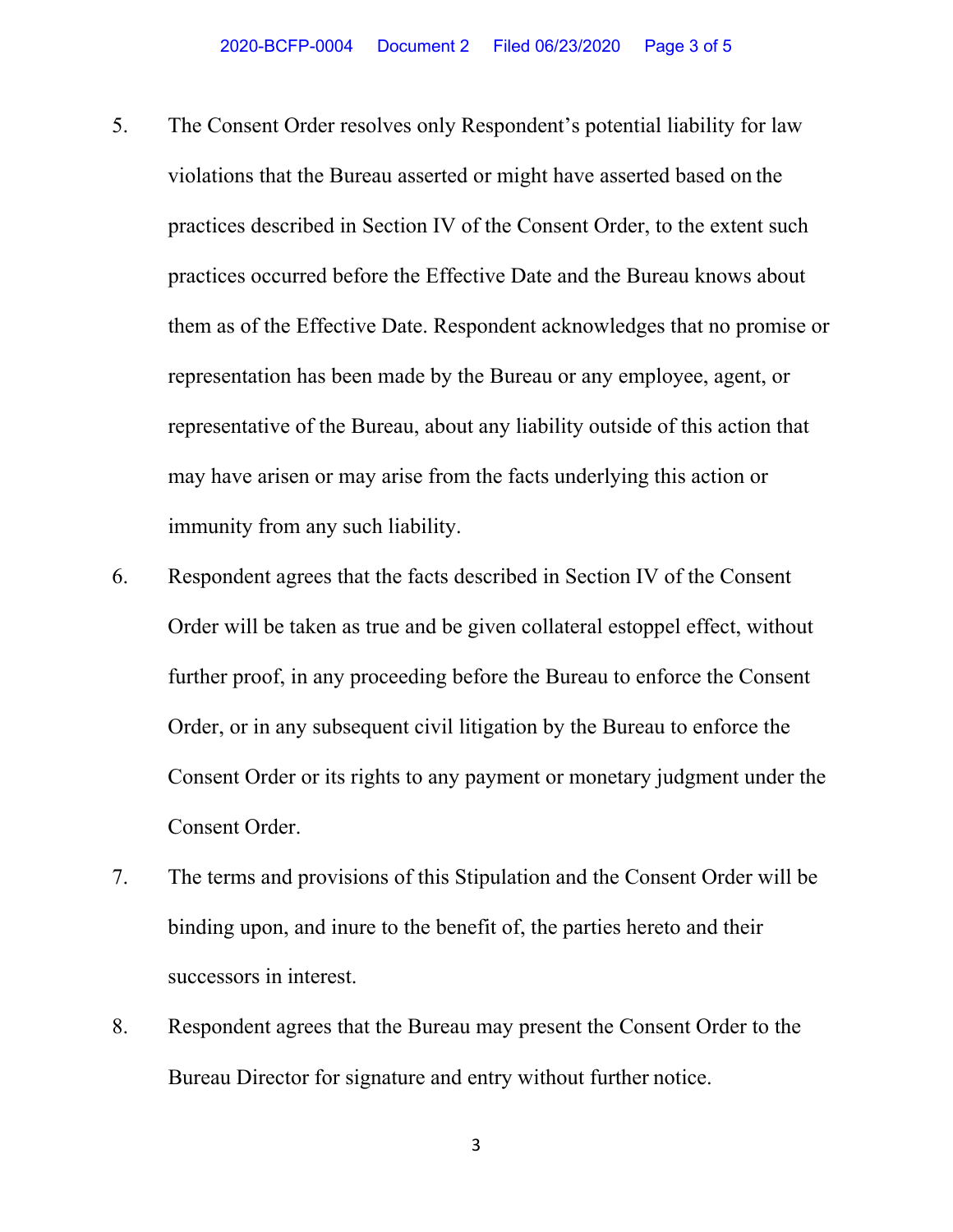5. The Consent Order resolves only Respondent's potential liability for law violations that the Bureau asserted or might have asserted based on the practices described in Section IV of the Consent Order, to the extent such practices occurred before the Effective Date and the Bureau knows about them as of the Effective Date. Respondent acknowledges that no promise or representation has been made by the Bureau or any employee, agent, or representative of the Bureau, about any liability outside of this action that may have arisen or may arise from the facts underlying this action or immunity from any such liability.

6. Respondent agrees that the facts described in Section IV of the Consent Order will be taken as true and be given collateral estoppel effect, without further proof, in any proceeding before the Bureau to enforce the Consent Order, or in any subsequent civil litigation by the Bureau to enforce the Consent Order or its rights to any payment or monetary judgment under the Consent Order.

7. The terms and provisions of this Stipulation and the Consent Order will be binding upon, and inure to the benefit of, the parties hereto and their successors in interest.

8. Respondent agrees that the Bureau may present the Consent Order to the Bureau Director for signature and entry without further notice.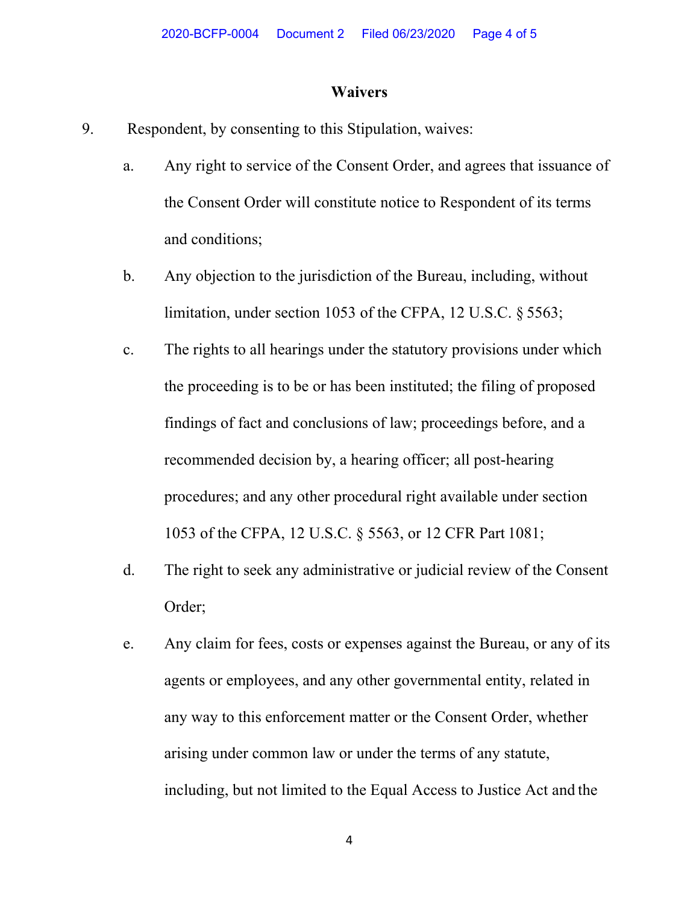## Waivers

9. Respondent, by consenting to this Stipulation, waives:

   a. Any right to service of the Consent Order, and agrees that issuance of the Consent Order will constitute notice to Respondent of its terms and conditions;

   b. Any objection to the jurisdiction of the Bureau, including, without limitation, under section 1053 of the CFPA, 12 U.S.C. § 5563;

   c. The rights to all hearings under the statutory provisions under which the proceeding is to be or has been instituted; the filing of proposed findings of fact and conclusions of law; proceedings before, and a recommended decision by, a hearing officer; all post-hearing procedures; and any other procedural right available under section 1053 of the CFPA, 12 U.S.C. § 5563, or 12 CFR Part 1081;

   d. The right to seek any administrative or judicial review of the Consent Order;

   e. Any claim for fees, costs or expenses against the Bureau, or any of its agents or employees, and any other governmental entity, related in any way to this enforcement matter or the Consent Order, whether arising under common law or under the terms of any statute, including, but not limited to the Equal Access to Justice Act and the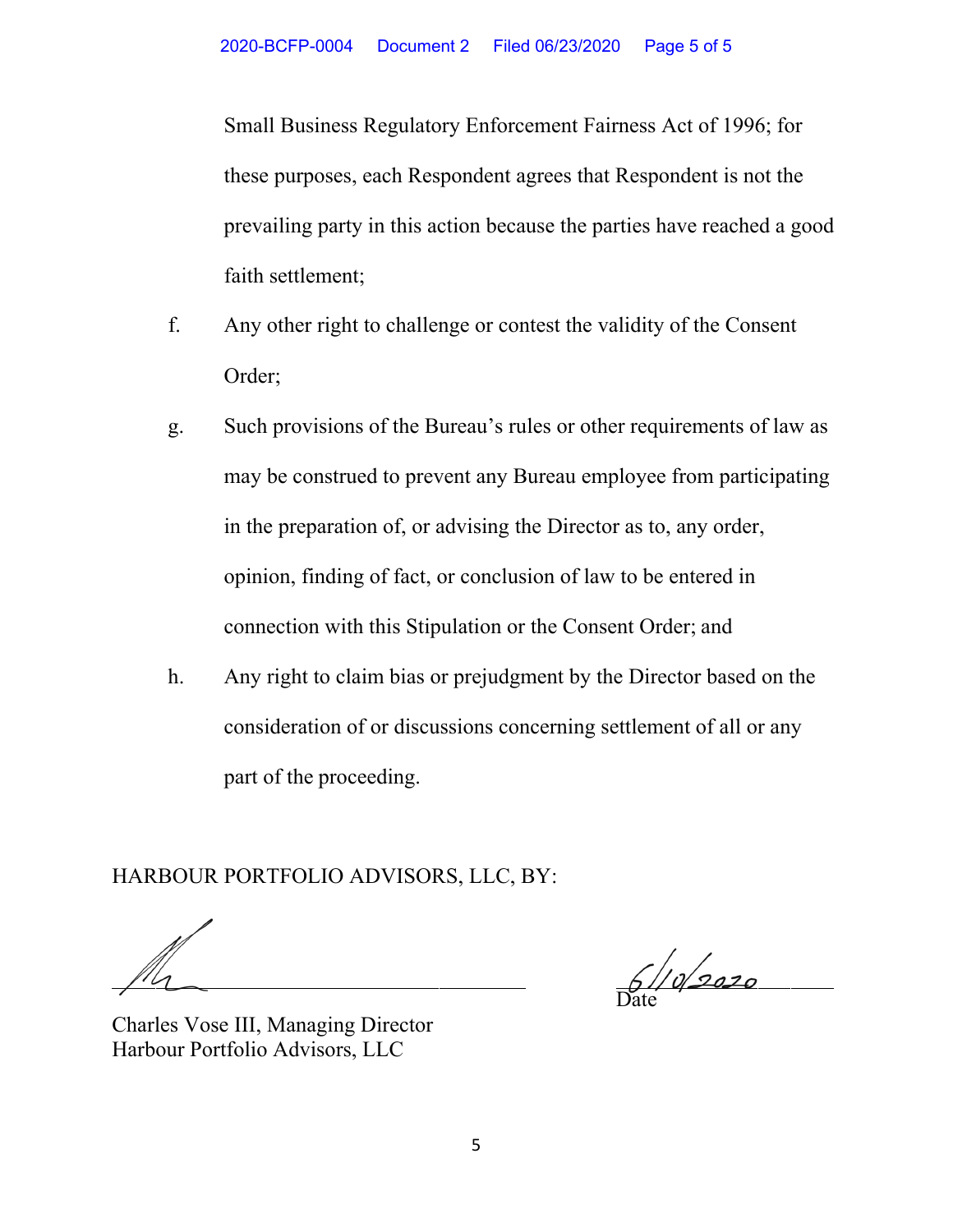Small Business Regulatory Enforcement Fairness Act of 1996; for these purposes, each Respondent agrees that Respondent is not the prevailing party in this action because the parties have reached a good faith settlement;

f. Any other right to challenge or contest the validity of the Consent Order;

g. Such provisions of the Bureau's rules or other requirements of law as may be construed to prevent any Bureau employee from participating in the preparation of, or advising the Director as to, any order, opinion, finding of fact, or conclusion of law to be entered in connection with this Stipulation or the Consent Order; and

h. Any right to claim bias or prejudgment by the Director based on the consideration of or discussions concerning settlement of all or any part of the proceeding.

HARBOUR PORTFOLIO ADVISORS, LLC, BY:

______________________________ 6/10/2020
Charles Vose III, Managing Director Date
Harbour Portfolio Advisors, LLC